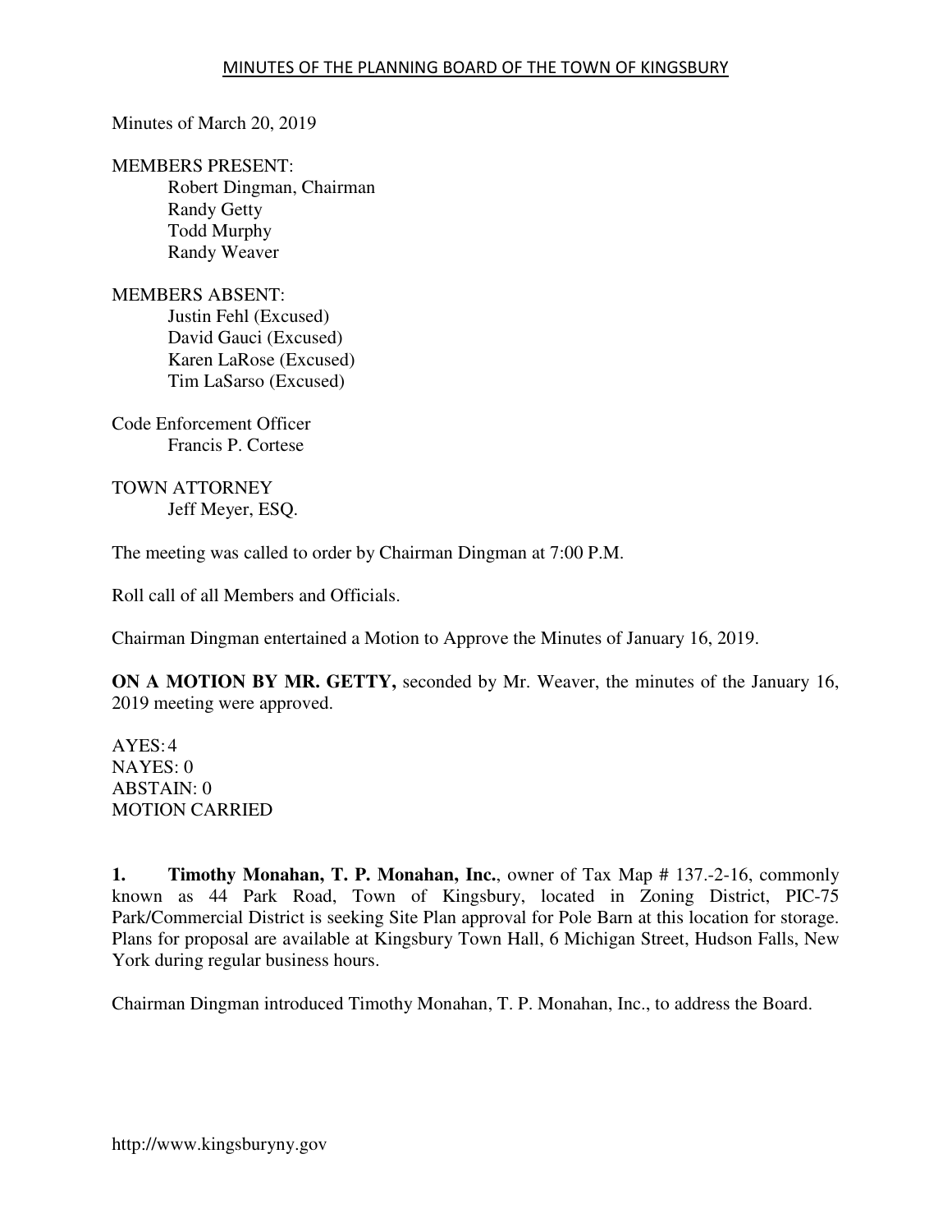# MINUTES OF THE PLANNING BOARD OF THE TOWN OF KINGSBURY

Minutes of March 20, 2019

MEMBERS PRESENT:
- Robert Dingman, Chairman
- Randy Getty
- Todd Murphy
- Randy Weaver

MEMBERS ABSENT:
- Justin Fehl (Excused)
- David Gauci (Excused)
- Karen LaRose (Excused)
- Tim LaSarso (Excused)

Code Enforcement Officer
- Francis P. Cortese

TOWN ATTORNEY
- Jeff Meyer, ESQ.

The meeting was called to order by Chairman Dingman at 7:00 P.M.

Roll call of all Members and Officials.

Chairman Dingman entertained a Motion to Approve the Minutes of January 16, 2019.

**ON A MOTION BY MR. GETTY,** seconded by Mr. Weaver, the minutes of the January 16, 2019 meeting were approved.

AYES: 4
NAYES: 0
ABSTAIN: 0
MOTION CARRIED

**1. Timothy Monahan, T. P. Monahan, Inc.**, owner of Tax Map # 137.-2-16, commonly known as 44 Park Road, Town of Kingsbury, located in Zoning District, PIC-75 Park/Commercial District is seeking Site Plan approval for Pole Barn at this location for storage. Plans for proposal are available at Kingsbury Town Hall, 6 Michigan Street, Hudson Falls, New York during regular business hours.

Chairman Dingman introduced Timothy Monahan, T. P. Monahan, Inc., to address the Board.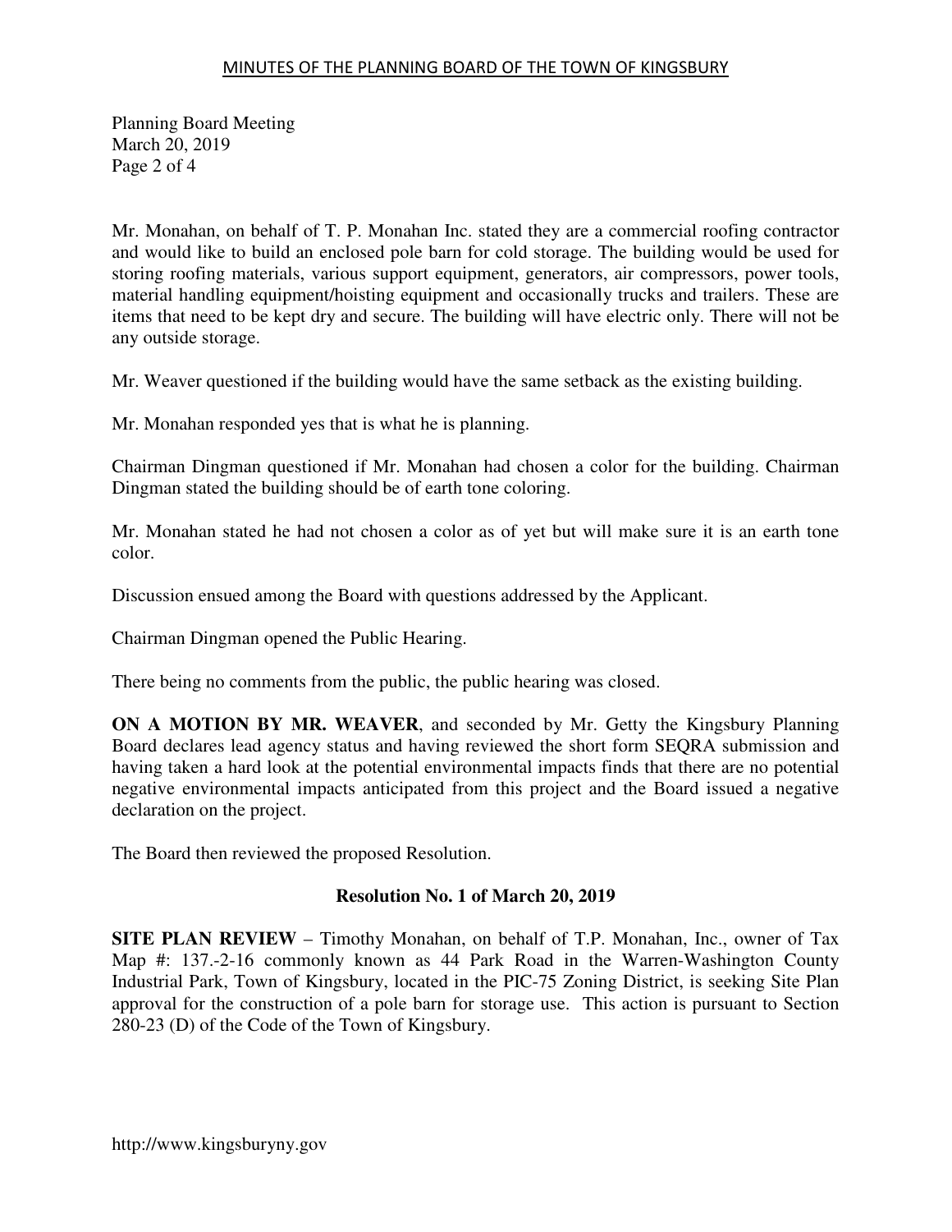Mr. Monahan, on behalf of T. P. Monahan Inc. stated they are a commercial roofing contractor and would like to build an enclosed pole barn for cold storage. The building would be used for storing roofing materials, various support equipment, generators, air compressors, power tools, material handling equipment/hoisting equipment and occasionally trucks and trailers. These are items that need to be kept dry and secure. The building will have electric only. There will not be any outside storage.

Mr. Weaver questioned if the building would have the same setback as the existing building.

Mr. Monahan responded yes that is what he is planning.

Chairman Dingman questioned if Mr. Monahan had chosen a color for the building. Chairman Dingman stated the building should be of earth tone coloring.

Mr. Monahan stated he had not chosen a color as of yet but will make sure it is an earth tone color.

Discussion ensued among the Board with questions addressed by the Applicant.

Chairman Dingman opened the Public Hearing.

There being no comments from the public, the public hearing was closed.

**ON A MOTION BY MR. WEAVER**, and seconded by Mr. Getty the Kingsbury Planning Board declares lead agency status and having reviewed the short form SEQRA submission and having taken a hard look at the potential environmental impacts finds that there are no potential negative environmental impacts anticipated from this project and the Board issued a negative declaration on the project.

The Board then reviewed the proposed Resolution.

**Resolution No. 1 of March 20, 2019**

**SITE PLAN REVIEW** – Timothy Monahan, on behalf of T.P. Monahan, Inc., owner of Tax Map #: 137.-2-16 commonly known as 44 Park Road in the Warren-Washington County Industrial Park, Town of Kingsbury, located in the PIC-75 Zoning District, is seeking Site Plan approval for the construction of a pole barn for storage use. This action is pursuant to Section 280-23 (D) of the Code of the Town of Kingsbury.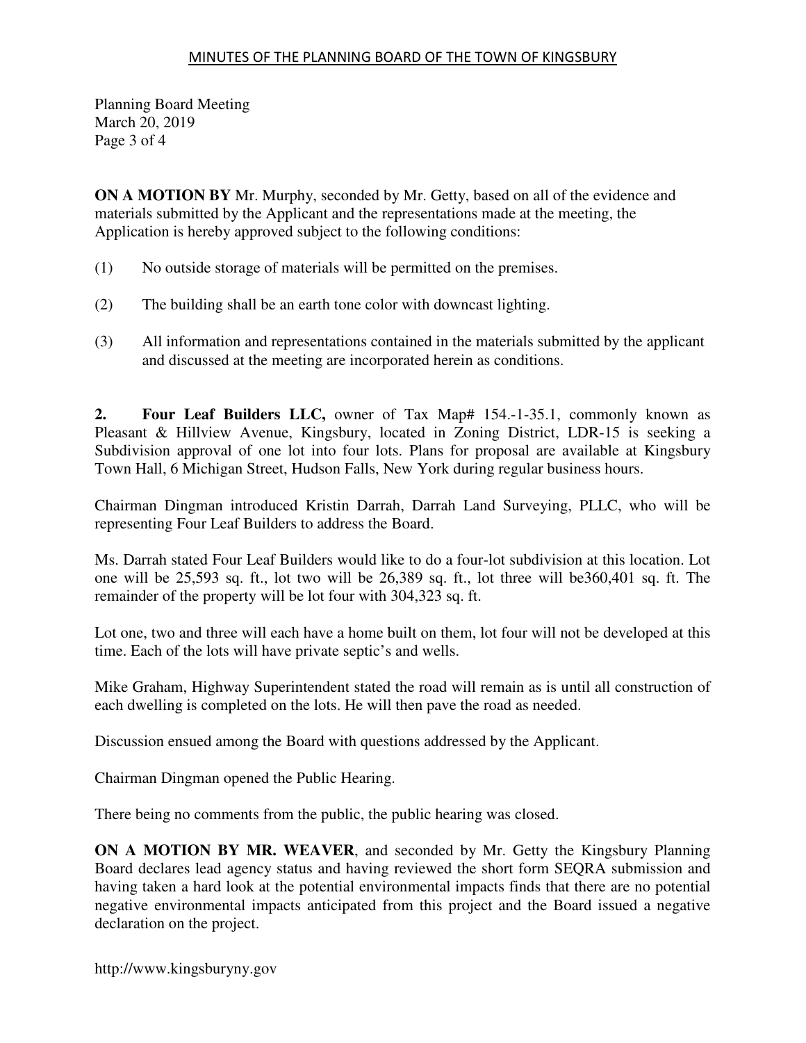**ON A MOTION BY** Mr. Murphy, seconded by Mr. Getty, based on all of the evidence and materials submitted by the Applicant and the representations made at the meeting, the Application is hereby approved subject to the following conditions:

(1) No outside storage of materials will be permitted on the premises.

(2) The building shall be an earth tone color with downcast lighting.

(3) All information and representations contained in the materials submitted by the applicant and discussed at the meeting are incorporated herein as conditions.

**2. Four Leaf Builders LLC,** owner of Tax Map# 154.-1-35.1, commonly known as Pleasant & Hillview Avenue, Kingsbury, located in Zoning District, LDR-15 is seeking a Subdivision approval of one lot into four lots. Plans for proposal are available at Kingsbury Town Hall, 6 Michigan Street, Hudson Falls, New York during regular business hours.

Chairman Dingman introduced Kristin Darrah, Darrah Land Surveying, PLLC, who will be representing Four Leaf Builders to address the Board.

Ms. Darrah stated Four Leaf Builders would like to do a four-lot subdivision at this location. Lot one will be 25,593 sq. ft., lot two will be 26,389 sq. ft., lot three will be360,401 sq. ft. The remainder of the property will be lot four with 304,323 sq. ft.

Lot one, two and three will each have a home built on them, lot four will not be developed at this time. Each of the lots will have private septic's and wells.

Mike Graham, Highway Superintendent stated the road will remain as is until all construction of each dwelling is completed on the lots. He will then pave the road as needed.

Discussion ensued among the Board with questions addressed by the Applicant.

Chairman Dingman opened the Public Hearing.

There being no comments from the public, the public hearing was closed.

**ON A MOTION BY MR. WEAVER**, and seconded by Mr. Getty the Kingsbury Planning Board declares lead agency status and having reviewed the short form SEQRA submission and having taken a hard look at the potential environmental impacts finds that there are no potential negative environmental impacts anticipated from this project and the Board issued a negative declaration on the project.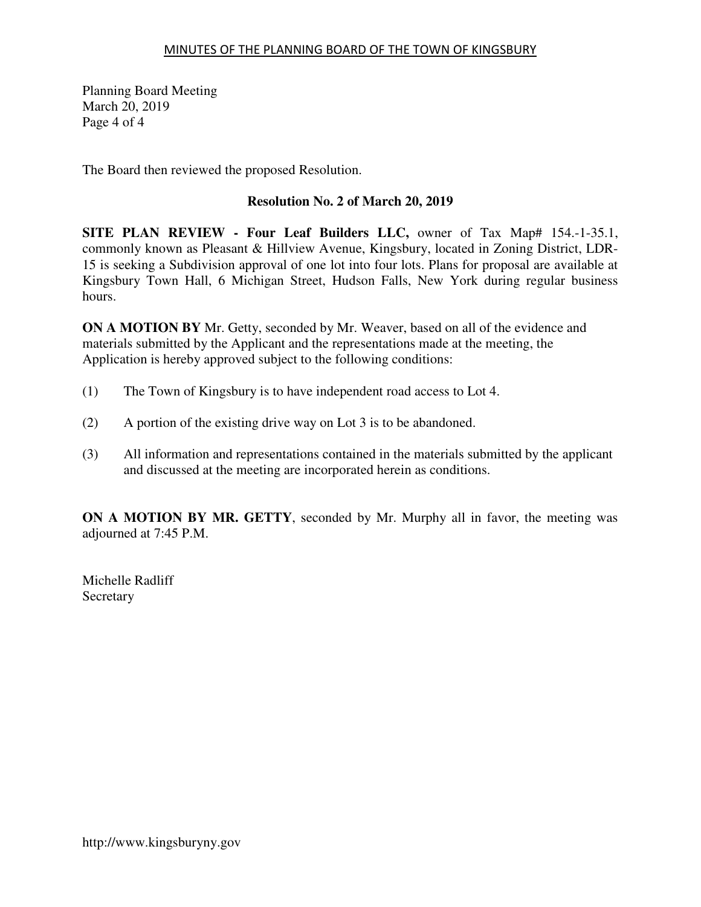The Board then reviewed the proposed Resolution.

**Resolution No. 2 of March 20, 2019**

**SITE PLAN REVIEW - Four Leaf Builders LLC,** owner of Tax Map# 154.-1-35.1, commonly known as Pleasant & Hillview Avenue, Kingsbury, located in Zoning District, LDR-15 is seeking a Subdivision approval of one lot into four lots. Plans for proposal are available at Kingsbury Town Hall, 6 Michigan Street, Hudson Falls, New York during regular business hours.

**ON A MOTION BY** Mr. Getty, seconded by Mr. Weaver, based on all of the evidence and materials submitted by the Applicant and the representations made at the meeting, the Application is hereby approved subject to the following conditions:

(1) The Town of Kingsbury is to have independent road access to Lot 4.

(2) A portion of the existing drive way on Lot 3 is to be abandoned.

(3) All information and representations contained in the materials submitted by the applicant and discussed at the meeting are incorporated herein as conditions.

**ON A MOTION BY MR. GETTY**, seconded by Mr. Murphy all in favor, the meeting was adjourned at 7:45 P.M.

Michelle Radliff
Secretary